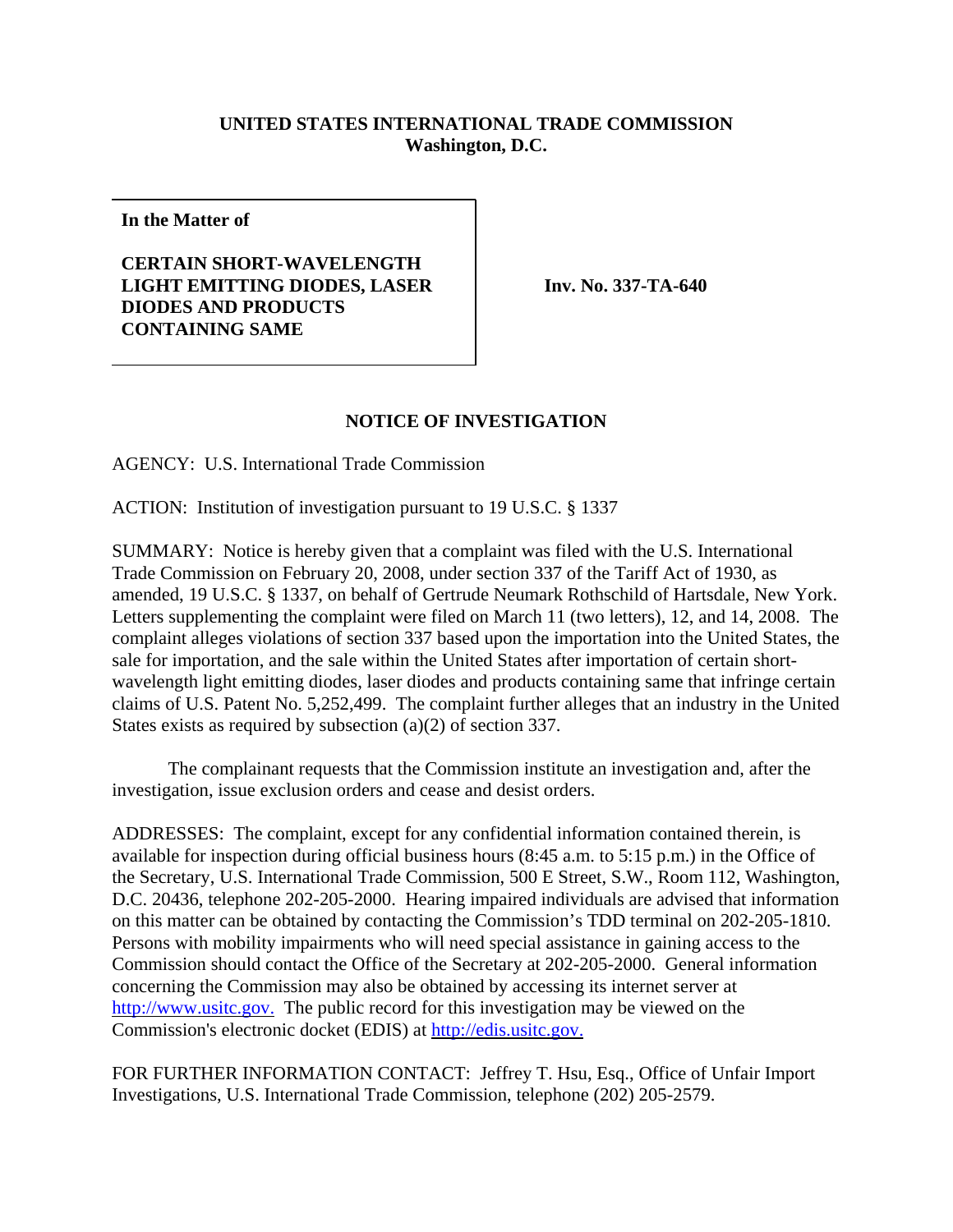**UNITED STATES INTERNATIONAL TRADE COMMISSION**
**Washington, D.C.**

| **In the Matter of** **CERTAIN SHORT-WAVELENGTH LIGHT EMITTING DIODES, LASER DIODES AND PRODUCTS CONTAINING SAME** | **Inv. No. 337-TA-640** |
|---|---|

## NOTICE OF INVESTIGATION

AGENCY: U.S. International Trade Commission

ACTION: Institution of investigation pursuant to 19 U.S.C. § 1337

SUMMARY: Notice is hereby given that a complaint was filed with the U.S. International Trade Commission on February 20, 2008, under section 337 of the Tariff Act of 1930, as amended, 19 U.S.C. § 1337, on behalf of Gertrude Neumark Rothschild of Hartsdale, New York. Letters supplementing the complaint were filed on March 11 (two letters), 12, and 14, 2008. The complaint alleges violations of section 337 based upon the importation into the United States, the sale for importation, and the sale within the United States after importation of certain short-wavelength light emitting diodes, laser diodes and products containing same that infringe certain claims of U.S. Patent No. 5,252,499. The complaint further alleges that an industry in the United States exists as required by subsection (a)(2) of section 337.

The complainant requests that the Commission institute an investigation and, after the investigation, issue exclusion orders and cease and desist orders.

ADDRESSES: The complaint, except for any confidential information contained therein, is available for inspection during official business hours (8:45 a.m. to 5:15 p.m.) in the Office of the Secretary, U.S. International Trade Commission, 500 E Street, S.W., Room 112, Washington, D.C. 20436, telephone 202-205-2000. Hearing impaired individuals are advised that information on this matter can be obtained by contacting the Commission's TDD terminal on 202-205-1810. Persons with mobility impairments who will need special assistance in gaining access to the Commission should contact the Office of the Secretary at 202-205-2000. General information concerning the Commission may also be obtained by accessing its internet server at http://www.usitc.gov. The public record for this investigation may be viewed on the Commission's electronic docket (EDIS) at http://edis.usitc.gov.

FOR FURTHER INFORMATION CONTACT: Jeffrey T. Hsu, Esq., Office of Unfair Import Investigations, U.S. International Trade Commission, telephone (202) 205-2579.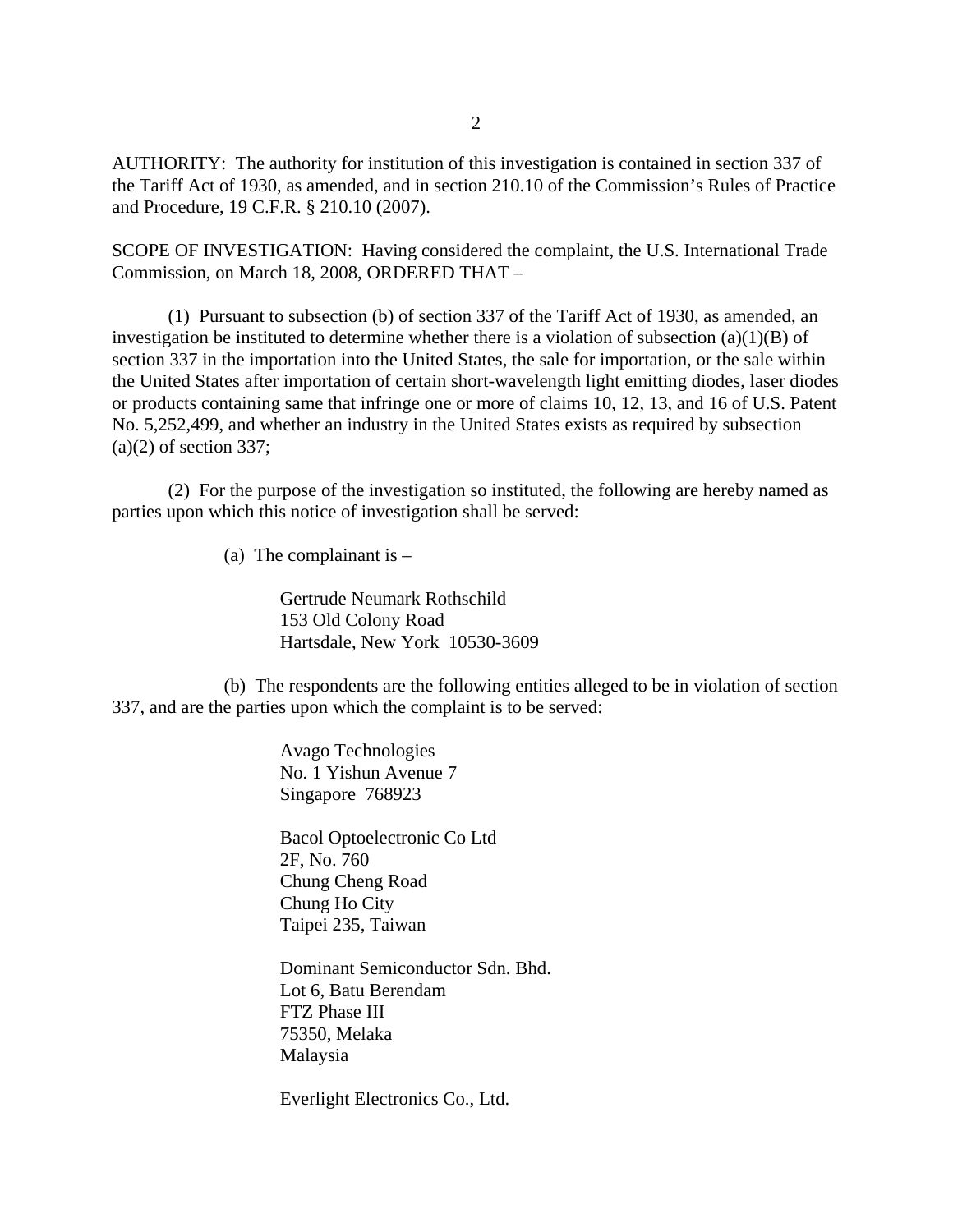AUTHORITY: The authority for institution of this investigation is contained in section 337 of the Tariff Act of 1930, as amended, and in section 210.10 of the Commission's Rules of Practice and Procedure, 19 C.F.R. § 210.10 (2007).

SCOPE OF INVESTIGATION: Having considered the complaint, the U.S. International Trade Commission, on March 18, 2008, ORDERED THAT –

(1) Pursuant to subsection (b) of section 337 of the Tariff Act of 1930, as amended, an investigation be instituted to determine whether there is a violation of subsection (a)(1)(B) of section 337 in the importation into the United States, the sale for importation, or the sale within the United States after importation of certain short-wavelength light emitting diodes, laser diodes or products containing same that infringe one or more of claims 10, 12, 13, and 16 of U.S. Patent No. 5,252,499, and whether an industry in the United States exists as required by subsection (a)(2) of section 337;

(2) For the purpose of the investigation so instituted, the following are hereby named as parties upon which this notice of investigation shall be served:

(a) The complainant is –

Gertrude Neumark Rothschild
153 Old Colony Road
Hartsdale, New York 10530-3609

(b) The respondents are the following entities alleged to be in violation of section 337, and are the parties upon which the complaint is to be served:

Avago Technologies
No. 1 Yishun Avenue 7
Singapore 768923

Bacol Optoelectronic Co Ltd
2F, No. 760
Chung Cheng Road
Chung Ho City
Taipei 235, Taiwan

Dominant Semiconductor Sdn. Bhd.
Lot 6, Batu Berendam
FTZ Phase III
75350, Melaka
Malaysia

Everlight Electronics Co., Ltd.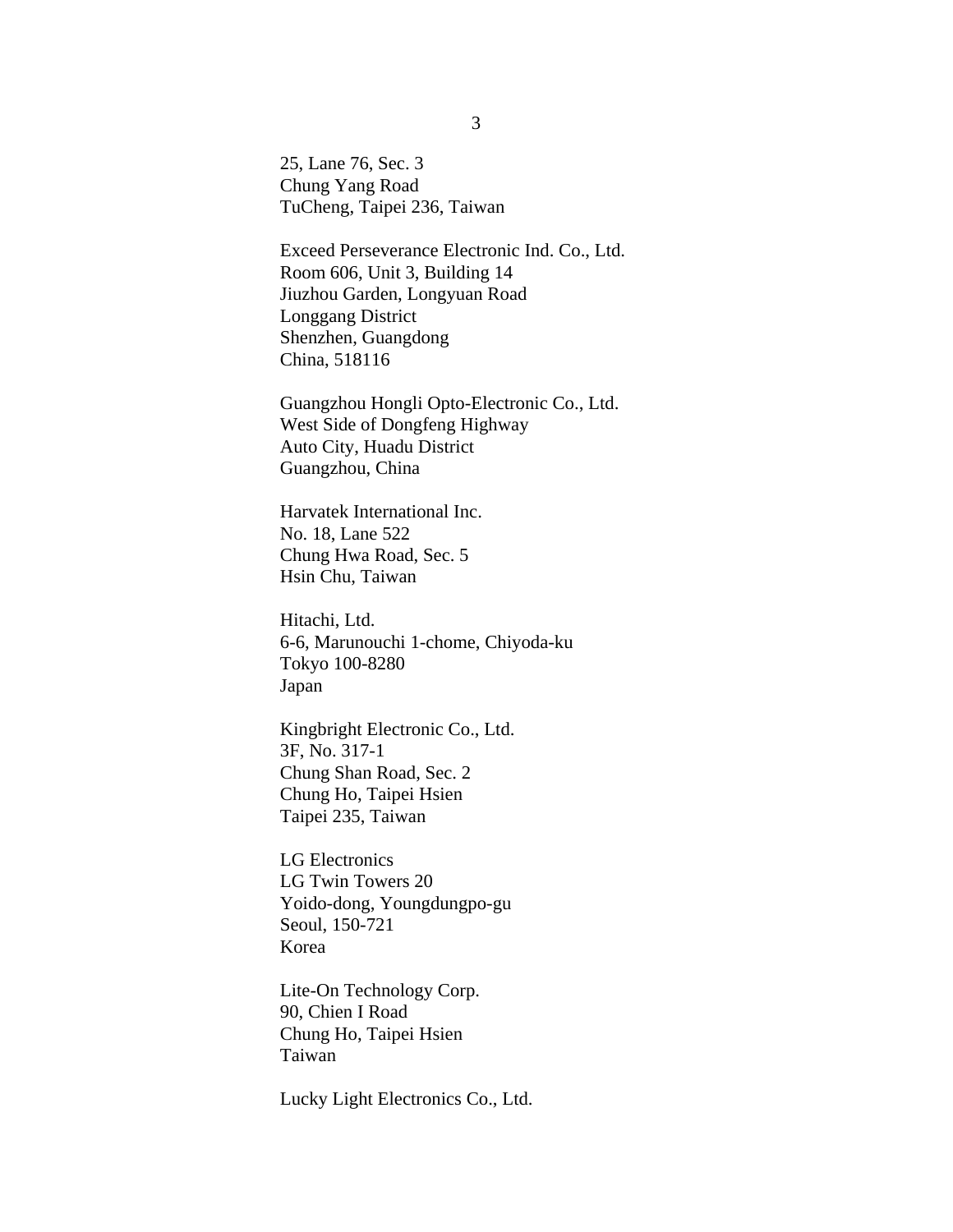25, Lane 76, Sec. 3
Chung Yang Road
TuCheng, Taipei 236, Taiwan

Exceed Perseverance Electronic Ind. Co., Ltd.
Room 606, Unit 3, Building 14
Jiuzhou Garden, Longyuan Road
Longgang District
Shenzhen, Guangdong
China, 518116

Guangzhou Hongli Opto-Electronic Co., Ltd.
West Side of Dongfeng Highway
Auto City, Huadu District
Guangzhou, China

Harvatek International Inc.
No. 18, Lane 522
Chung Hwa Road, Sec. 5
Hsin Chu, Taiwan

Hitachi, Ltd.
6-6, Marunouchi 1-chome, Chiyoda-ku
Tokyo 100-8280
Japan

Kingbright Electronic Co., Ltd.
3F, No. 317-1
Chung Shan Road, Sec. 2
Chung Ho, Taipei Hsien
Taipei 235, Taiwan

LG Electronics
LG Twin Towers 20
Yoido-dong, Youngdungpo-gu
Seoul, 150-721
Korea

Lite-On Technology Corp.
90, Chien I Road
Chung Ho, Taipei Hsien
Taiwan

Lucky Light Electronics Co., Ltd.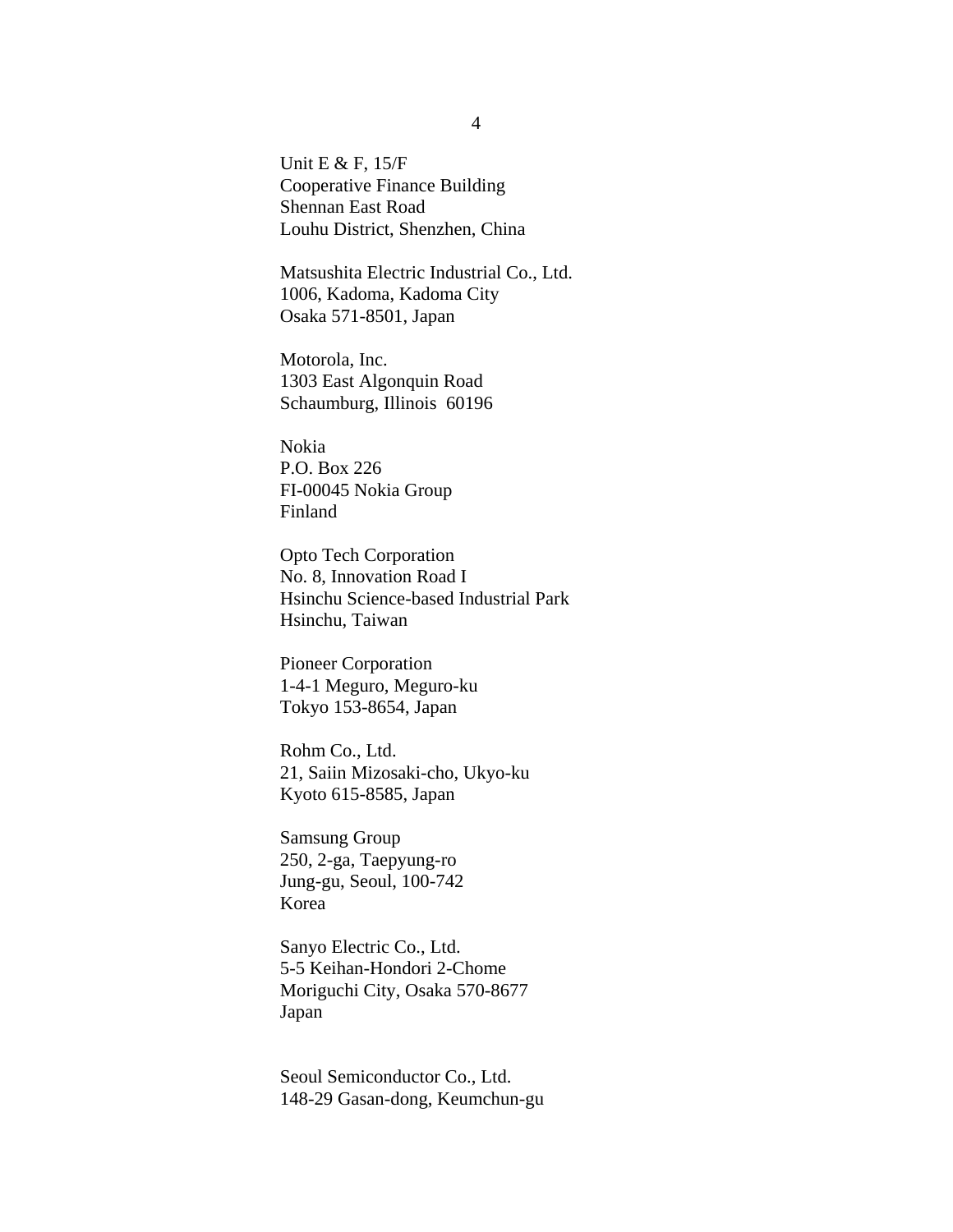Unit E & F, 15/F  
Cooperative Finance Building  
Shennan East Road  
Louhu District, Shenzhen, China

Matsushita Electric Industrial Co., Ltd.  
1006, Kadoma, Kadoma City  
Osaka 571-8501, Japan

Motorola, Inc.  
1303 East Algonquin Road  
Schaumburg, Illinois 60196

Nokia  
P.O. Box 226  
FI-00045 Nokia Group  
Finland

Opto Tech Corporation  
No. 8, Innovation Road I  
Hsinchu Science-based Industrial Park  
Hsinchu, Taiwan

Pioneer Corporation  
1-4-1 Meguro, Meguro-ku  
Tokyo 153-8654, Japan

Rohm Co., Ltd.  
21, Saiin Mizosaki-cho, Ukyo-ku  
Kyoto 615-8585, Japan

Samsung Group  
250, 2-ga, Taepyung-ro  
Jung-gu, Seoul, 100-742  
Korea

Sanyo Electric Co., Ltd.  
5-5 Keihan-Hondori 2-Chome  
Moriguchi City, Osaka 570-8677  
Japan

Seoul Semiconductor Co., Ltd.  
148-29 Gasan-dong, Keumchun-gu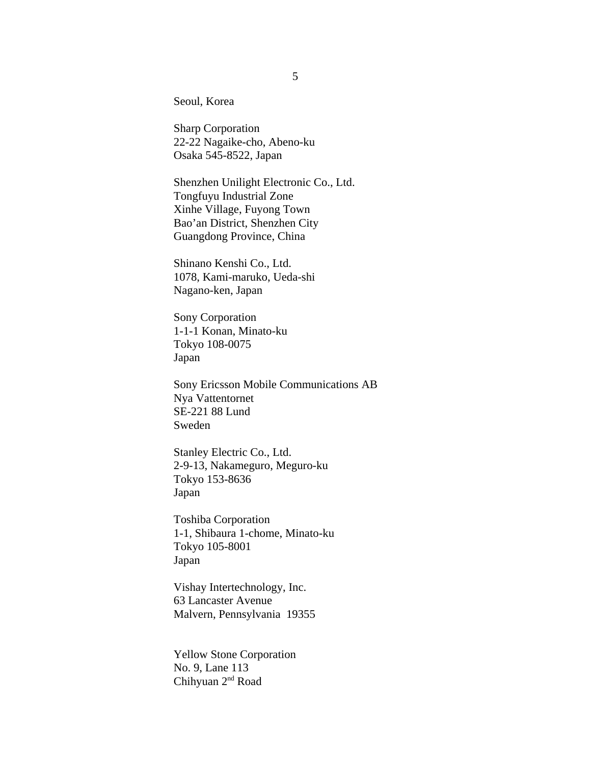Seoul, Korea

Sharp Corporation
22-22 Nagaike-cho, Abeno-ku
Osaka 545-8522, Japan

Shenzhen Unilight Electronic Co., Ltd.
Tongfuyu Industrial Zone
Xinhe Village, Fuyong Town
Bao'an District, Shenzhen City
Guangdong Province, China

Shinano Kenshi Co., Ltd.
1078, Kami-maruko, Ueda-shi
Nagano-ken, Japan

Sony Corporation
1-1-1 Konan, Minato-ku
Tokyo 108-0075
Japan

Sony Ericsson Mobile Communications AB
Nya Vattentornet
SE-221 88 Lund
Sweden

Stanley Electric Co., Ltd.
2-9-13, Nakameguro, Meguro-ku
Tokyo 153-8636
Japan

Toshiba Corporation
1-1, Shibaura 1-chome, Minato-ku
Tokyo 105-8001
Japan

Vishay Intertechnology, Inc.
63 Lancaster Avenue
Malvern, Pennsylvania 19355

Yellow Stone Corporation
No. 9, Lane 113
Chihyuan 2nd Road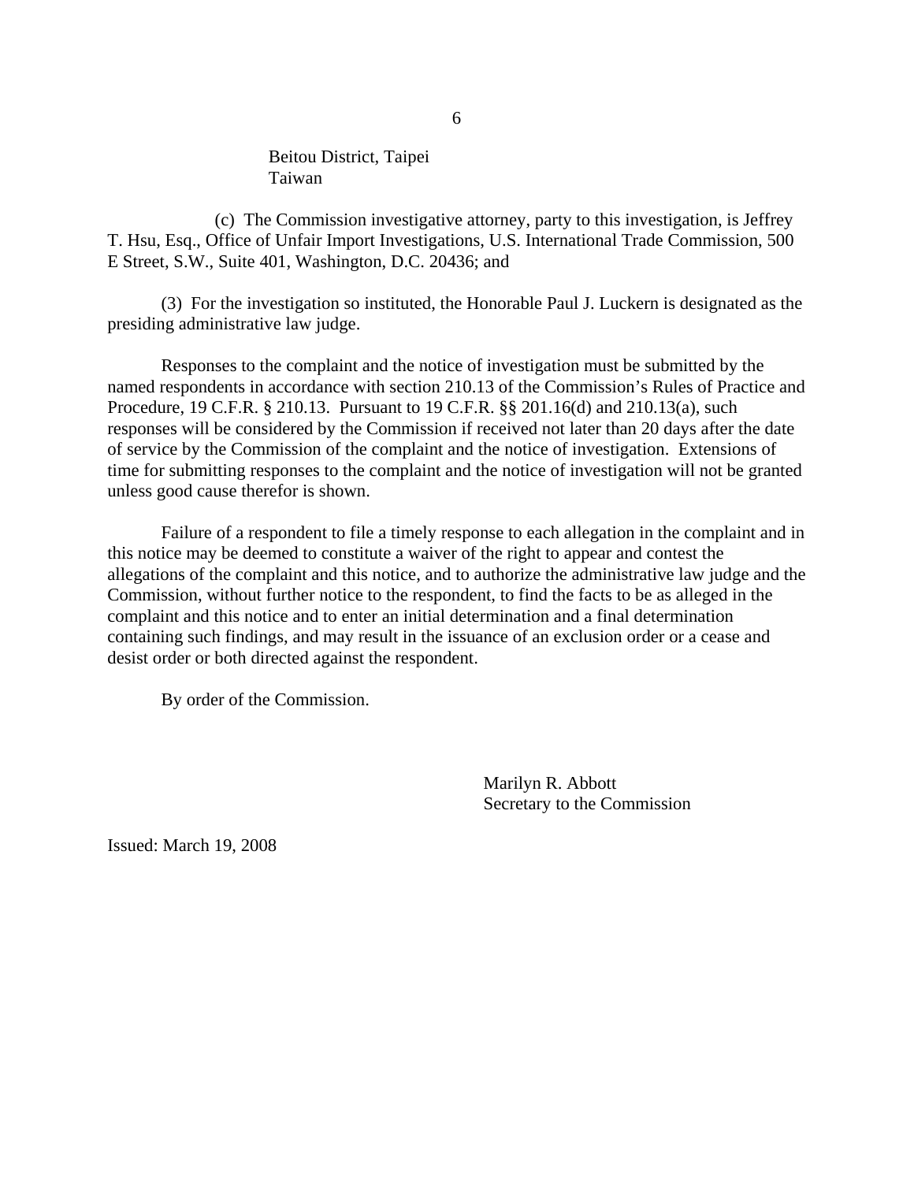Beitou District, Taipei
Taiwan

(c) The Commission investigative attorney, party to this investigation, is Jeffrey T. Hsu, Esq., Office of Unfair Import Investigations, U.S. International Trade Commission, 500 E Street, S.W., Suite 401, Washington, D.C. 20436; and

(3) For the investigation so instituted, the Honorable Paul J. Luckern is designated as the presiding administrative law judge.

Responses to the complaint and the notice of investigation must be submitted by the named respondents in accordance with section 210.13 of the Commission's Rules of Practice and Procedure, 19 C.F.R. § 210.13. Pursuant to 19 C.F.R. §§ 201.16(d) and 210.13(a), such responses will be considered by the Commission if received not later than 20 days after the date of service by the Commission of the complaint and the notice of investigation. Extensions of time for submitting responses to the complaint and the notice of investigation will not be granted unless good cause therefor is shown.

Failure of a respondent to file a timely response to each allegation in the complaint and in this notice may be deemed to constitute a waiver of the right to appear and contest the allegations of the complaint and this notice, and to authorize the administrative law judge and the Commission, without further notice to the respondent, to find the facts to be as alleged in the complaint and this notice and to enter an initial determination and a final determination containing such findings, and may result in the issuance of an exclusion order or a cease and desist order or both directed against the respondent.

By order of the Commission.

Marilyn R. Abbott
Secretary to the Commission

Issued: March 19, 2008